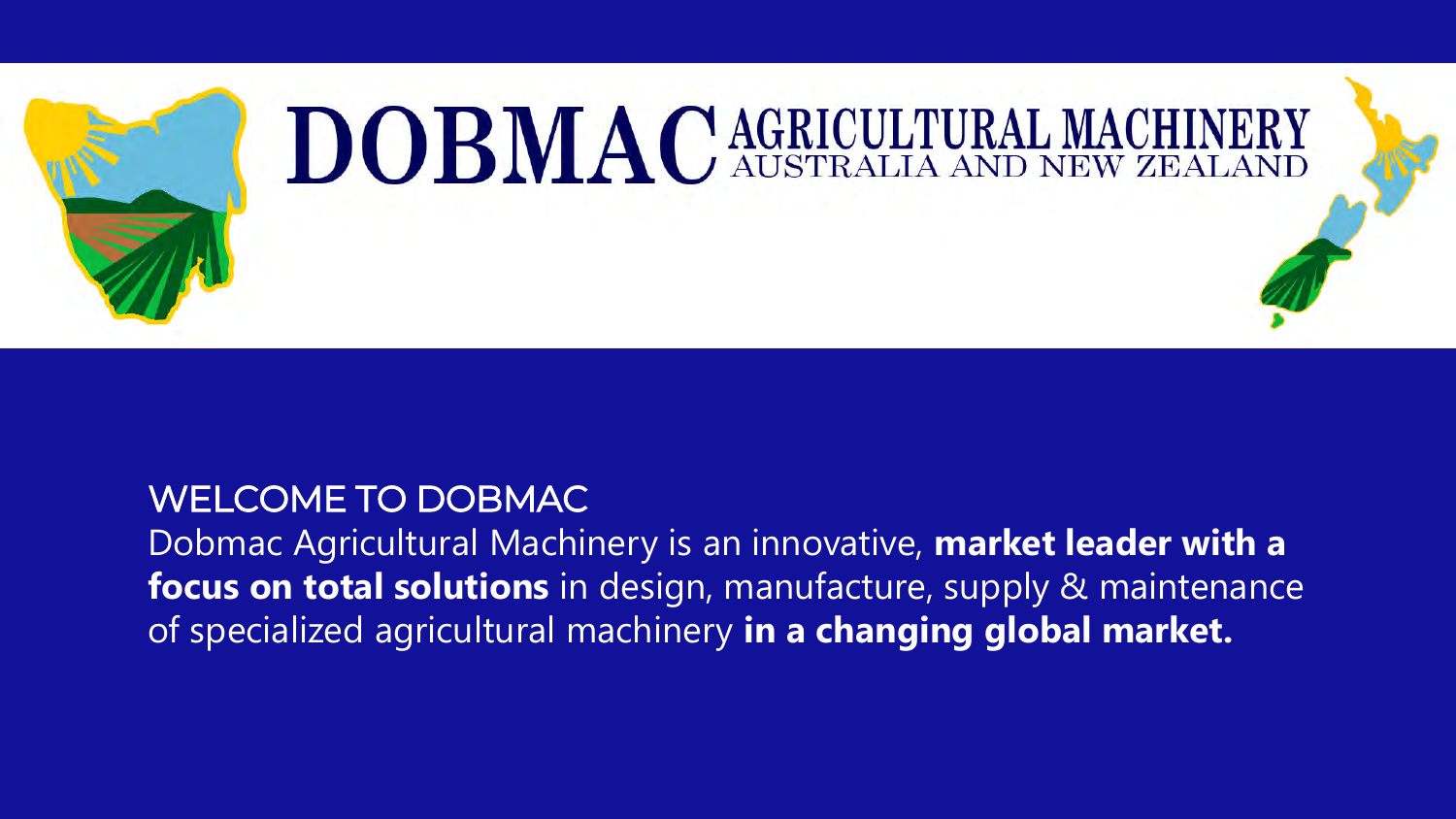# DOBMAC AGRICULTURAL MACHINERY AUSTRALIA AND NEW ZEALAND

## WELCOME TO DOBMAC

Dobmac Agricultural Machinery is an innovative, **market leader with a focus on total solutions** in design, manufacture, supply & maintenance of specialized agricultural machinery **in a changing global market.**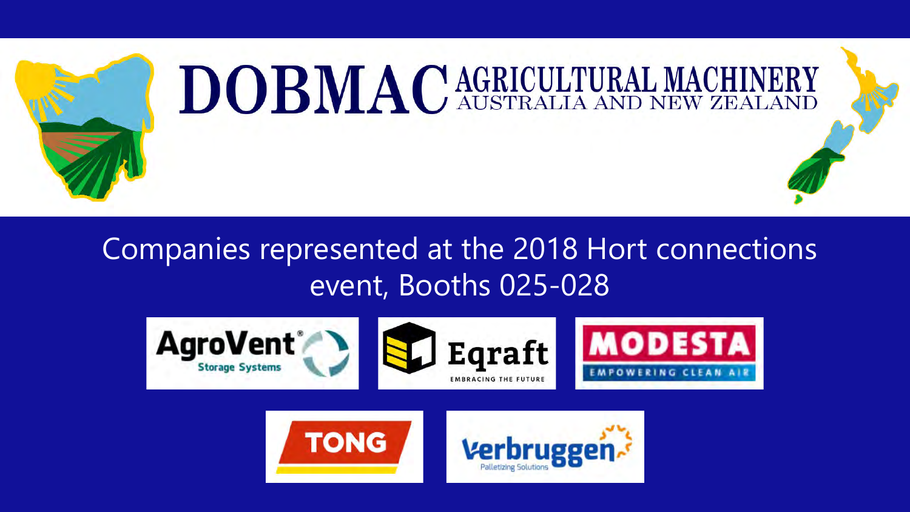# DOBMAC AGRICULTURAL MACHINERY AUSTRALIA AND NEW ZEALAND

## Companies represented at the 2018 Hort connections event, Booths 025-028

- AgroVent® Storage Systems
- Eqraft – Embracing the Future
- MODESTA – Empowering Clean Air
- TONG
- Verbruggen Palletizing Solutions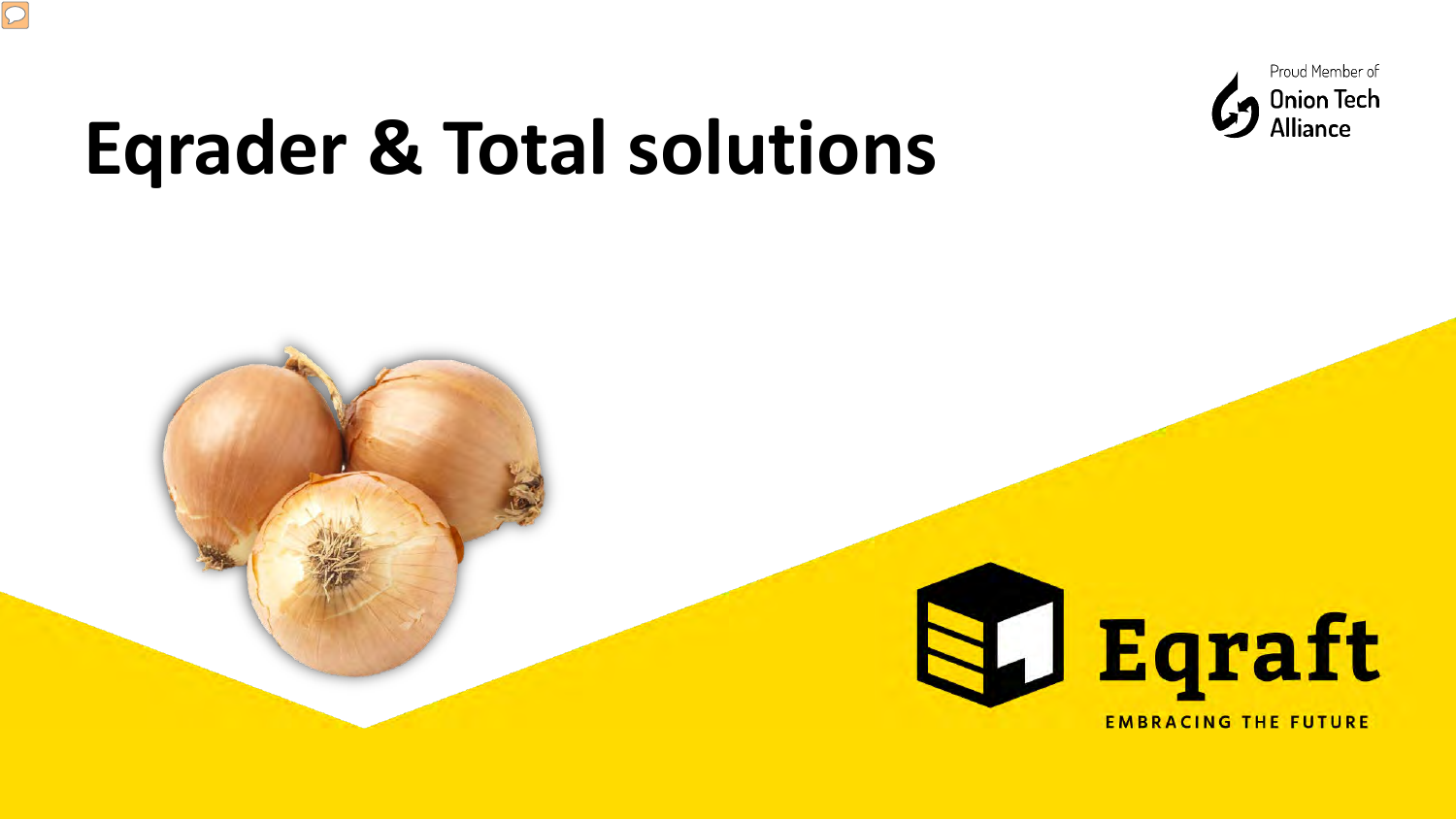# Eqrader & Total solutions

Proud Member of Onion Tech Alliance

Eqraft

EMBRACING THE FUTURE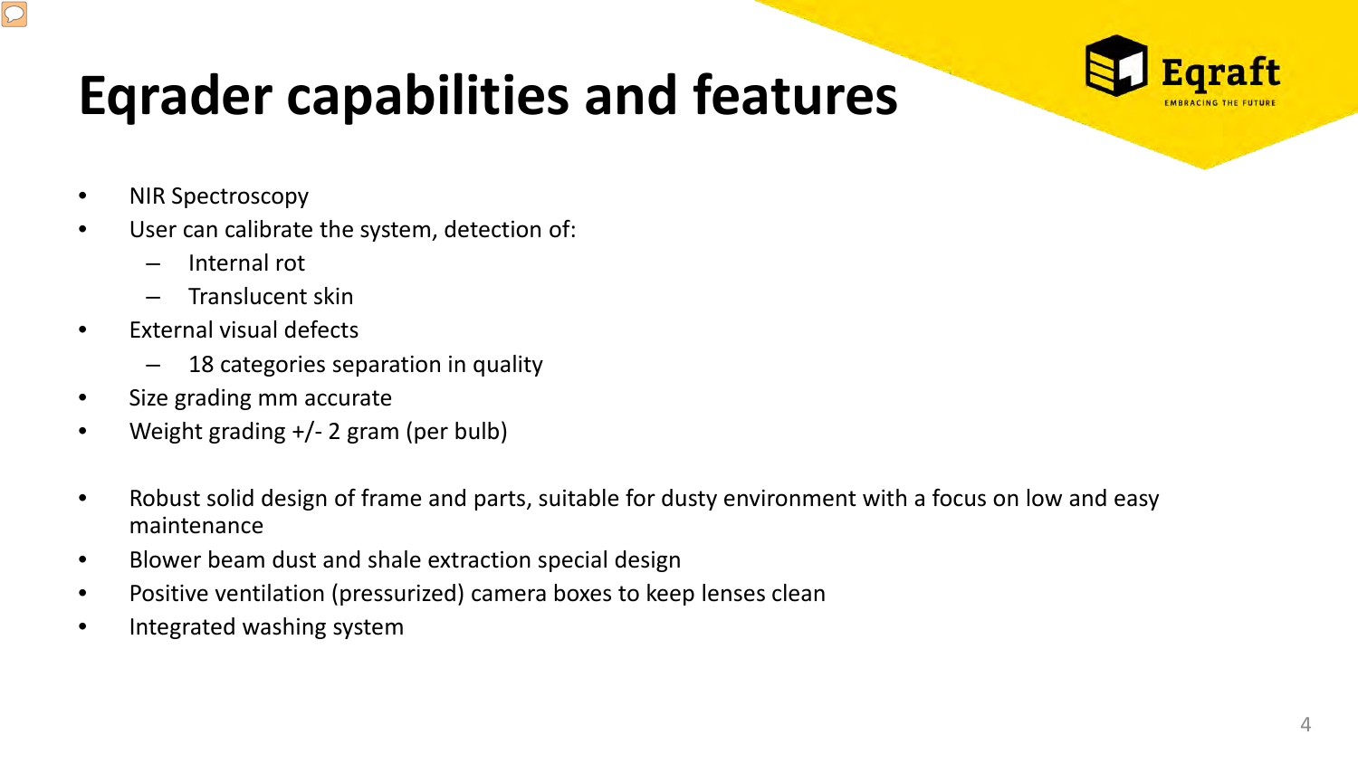# Eqrader capabilities and features

- NIR Spectroscopy
- User can calibrate the system, detection of:
  - Internal rot
  - Translucent skin
- External visual defects
  - 18 categories separation in quality
- Size grading mm accurate
- Weight grading +/- 2 gram (per bulb)

- Robust solid design of frame and parts, suitable for dusty environment with a focus on low and easy maintenance
- Blower beam dust and shale extraction special design
- Positive ventilation (pressurized) camera boxes to keep lenses clean
- Integrated washing system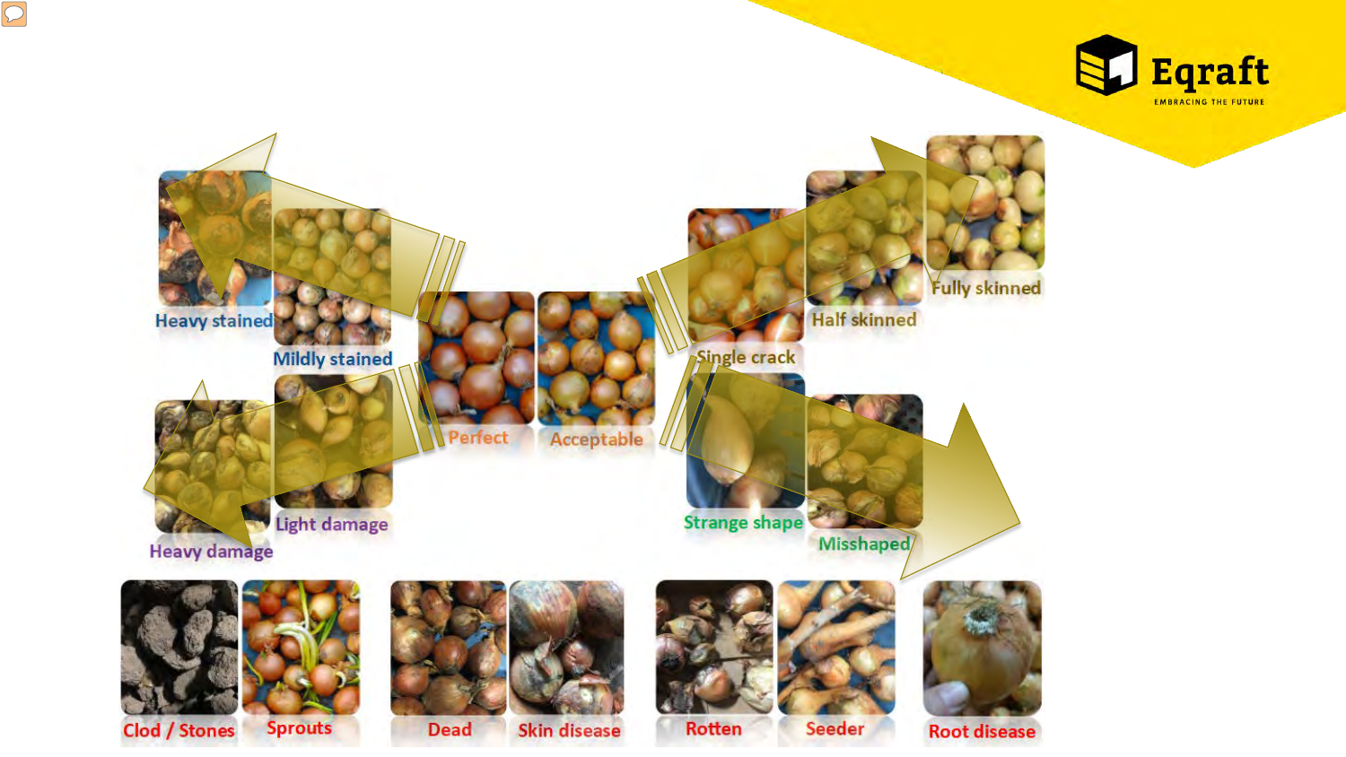Heavy stained

Mildly stained

Perfect

Acceptable

Single crack

Half skinned

Fully skinned

Heavy damage

Light damage

Strange shape

Misshaped

Clod / Stones

Sprouts

Dead

Skin disease

Rotten

Seeder

Root disease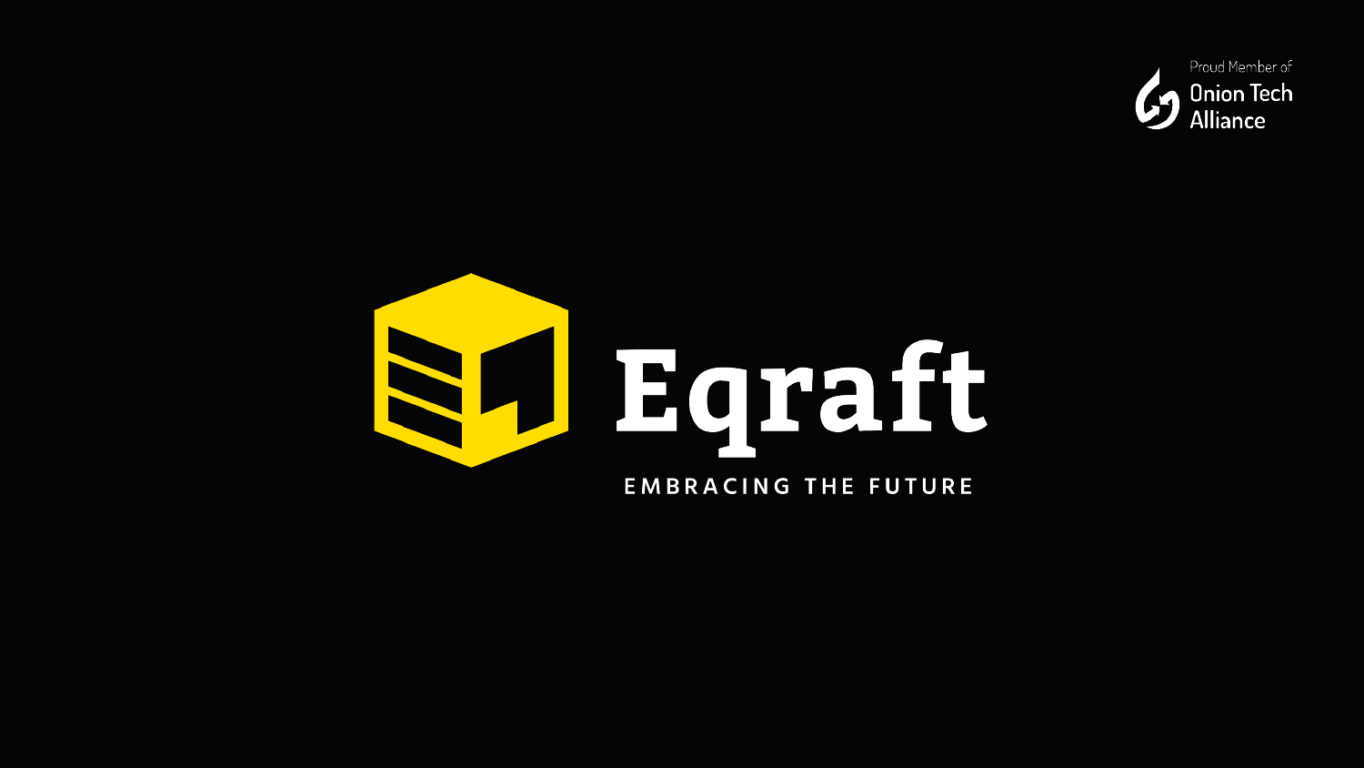Proud Member of
Onion Tech Alliance

# Eqraft

EMBRACING THE FUTURE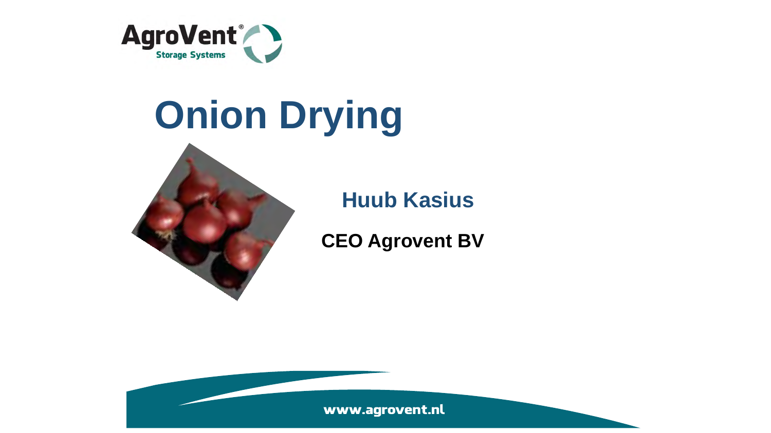# Onion Drying

**Huub Kasius**

**CEO Agrovent BV**

www.agrovent.nl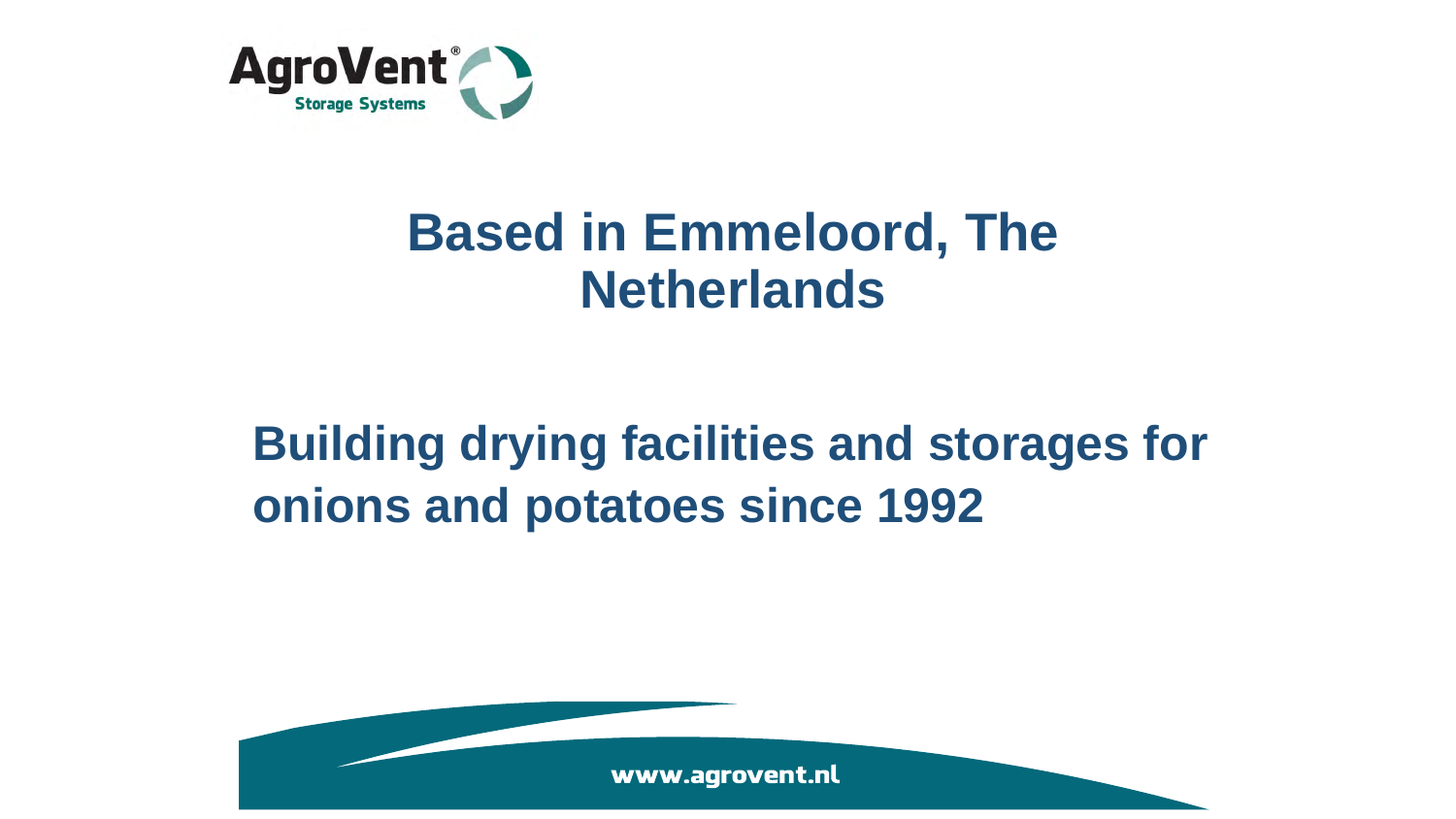# Based in Emmeloord, The Netherlands

## Building drying facilities and storages for onions and potatoes since 1992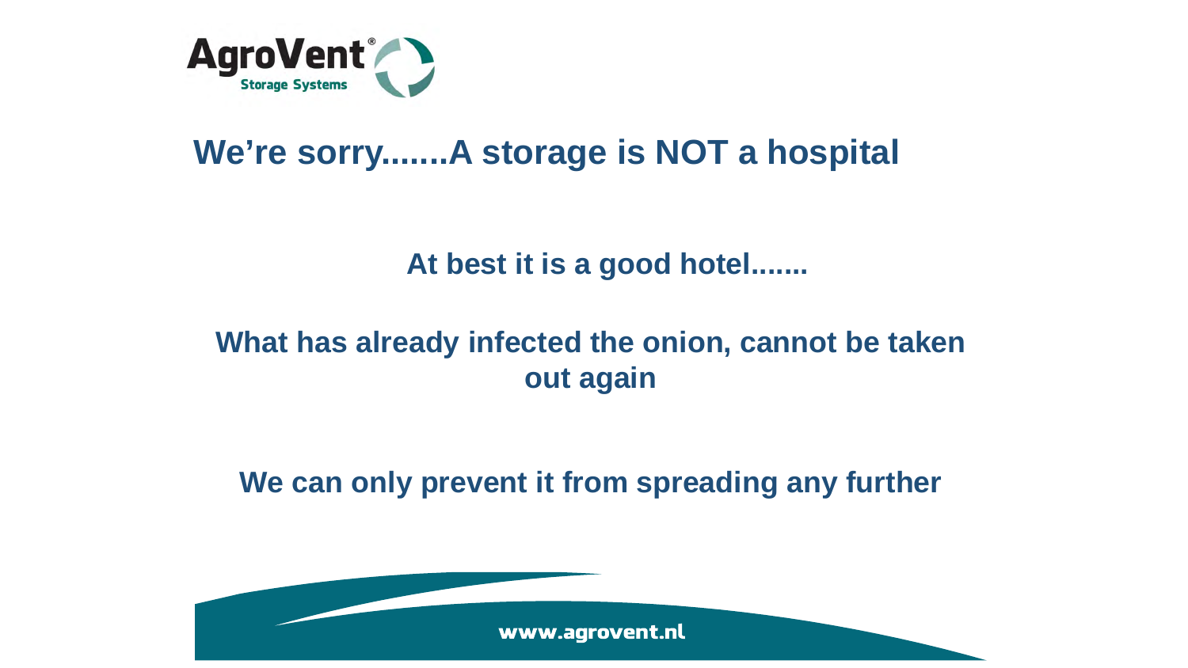# We’re sorry.......A storage is NOT a hospital

**At best it is a good hotel.......**

**What has already infected the onion, cannot be taken out again**

**We can only prevent it from spreading any further**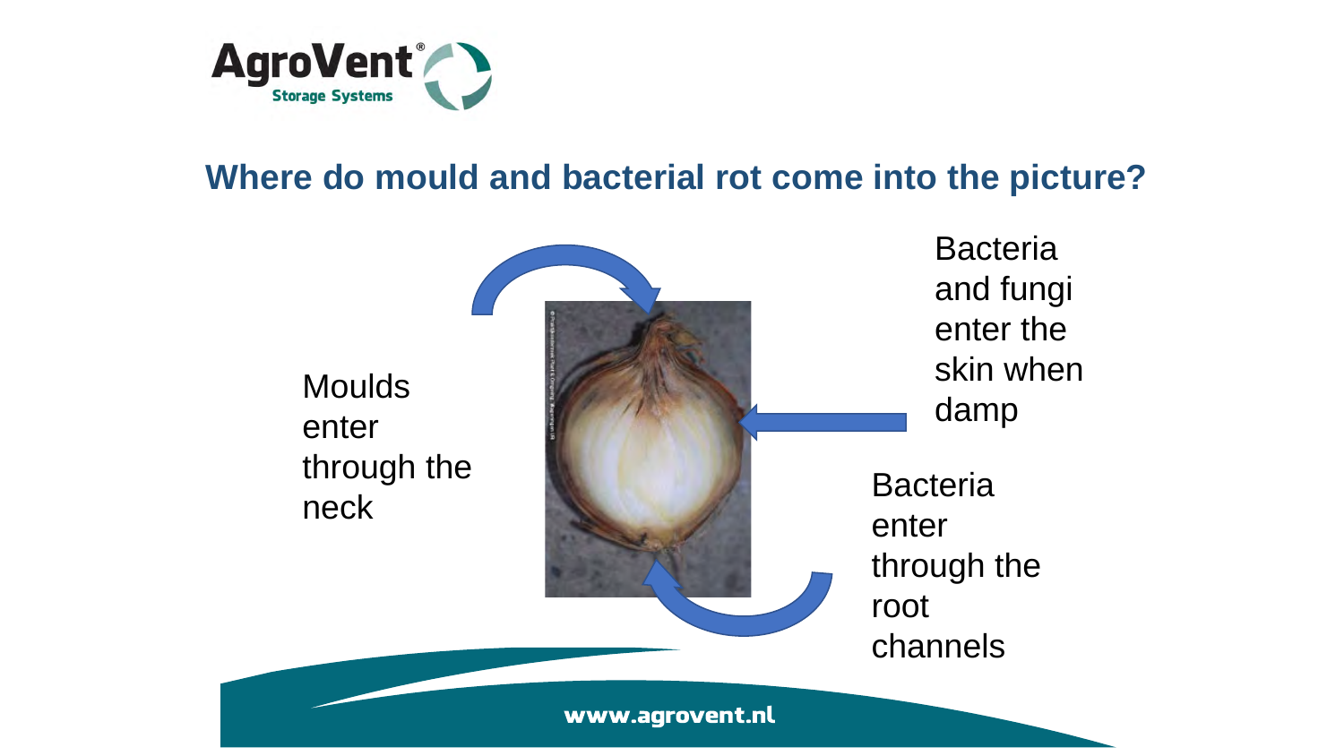## Where do mould and bacterial rot come into the picture?

Moulds enter through the neck

Bacteria and fungi enter the skin when damp

Bacteria enter through the root channels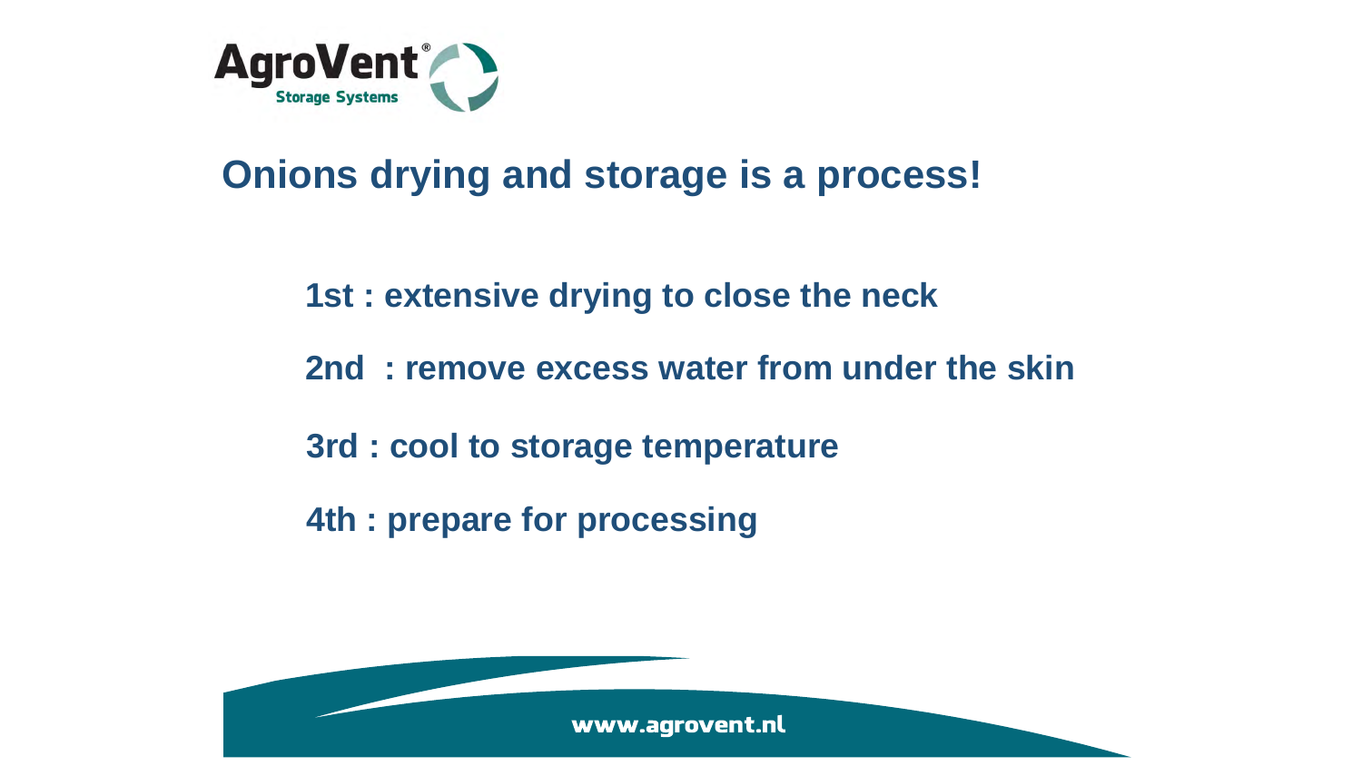# Onions drying and storage is a process!

1st : extensive drying to close the neck

2nd : remove excess water from under the skin

3rd : cool to storage temperature

4th : prepare for processing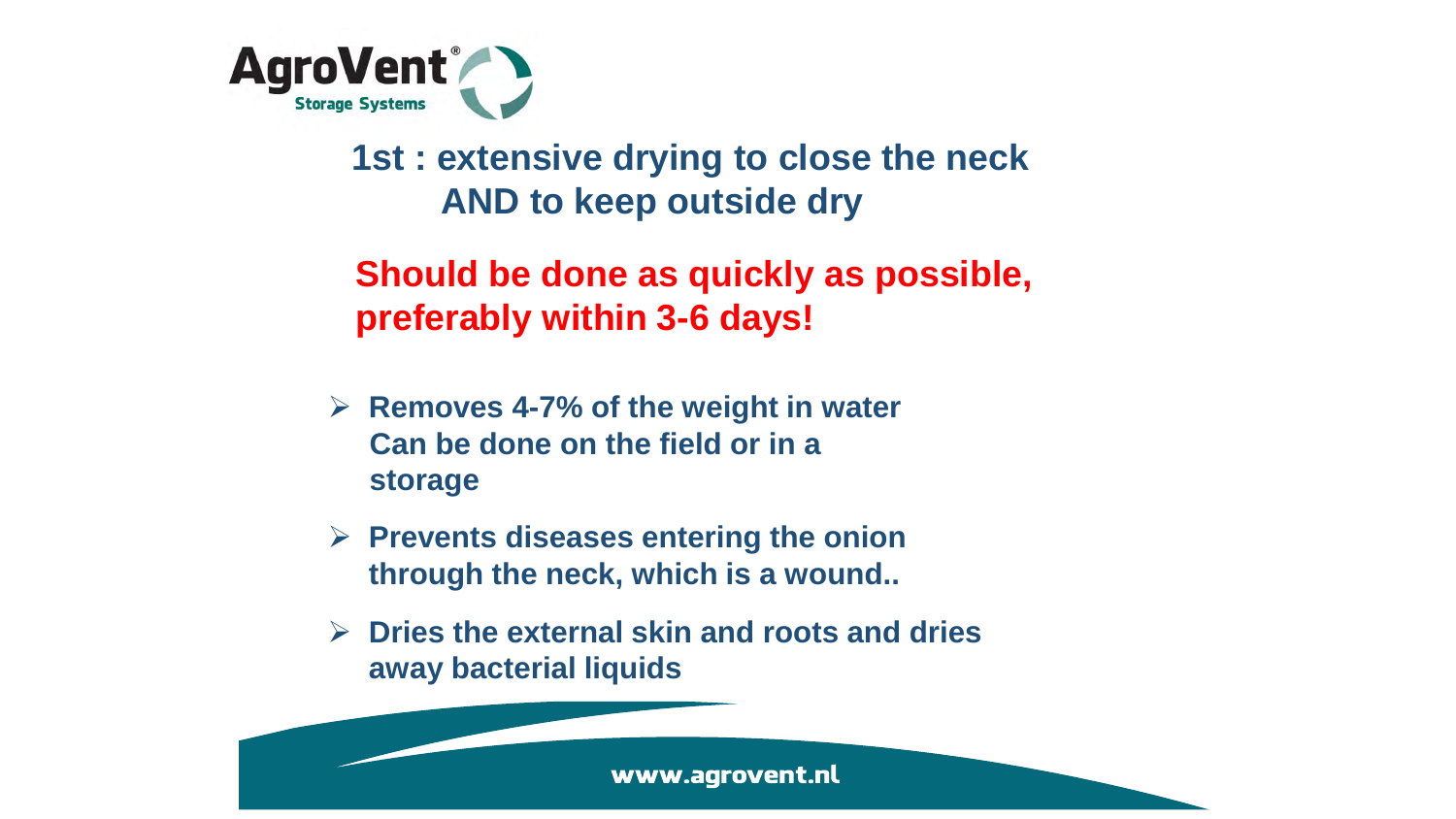## 1st : extensive drying to close the neck AND to keep outside dry

**Should be done as quickly as possible, preferably within 3-6 days!**

- **Removes 4-7% of the weight in water Can be done on the field or in a storage**
- **Prevents diseases entering the onion through the neck, which is a wound..**
- **Dries the external skin and roots and dries away bacterial liquids**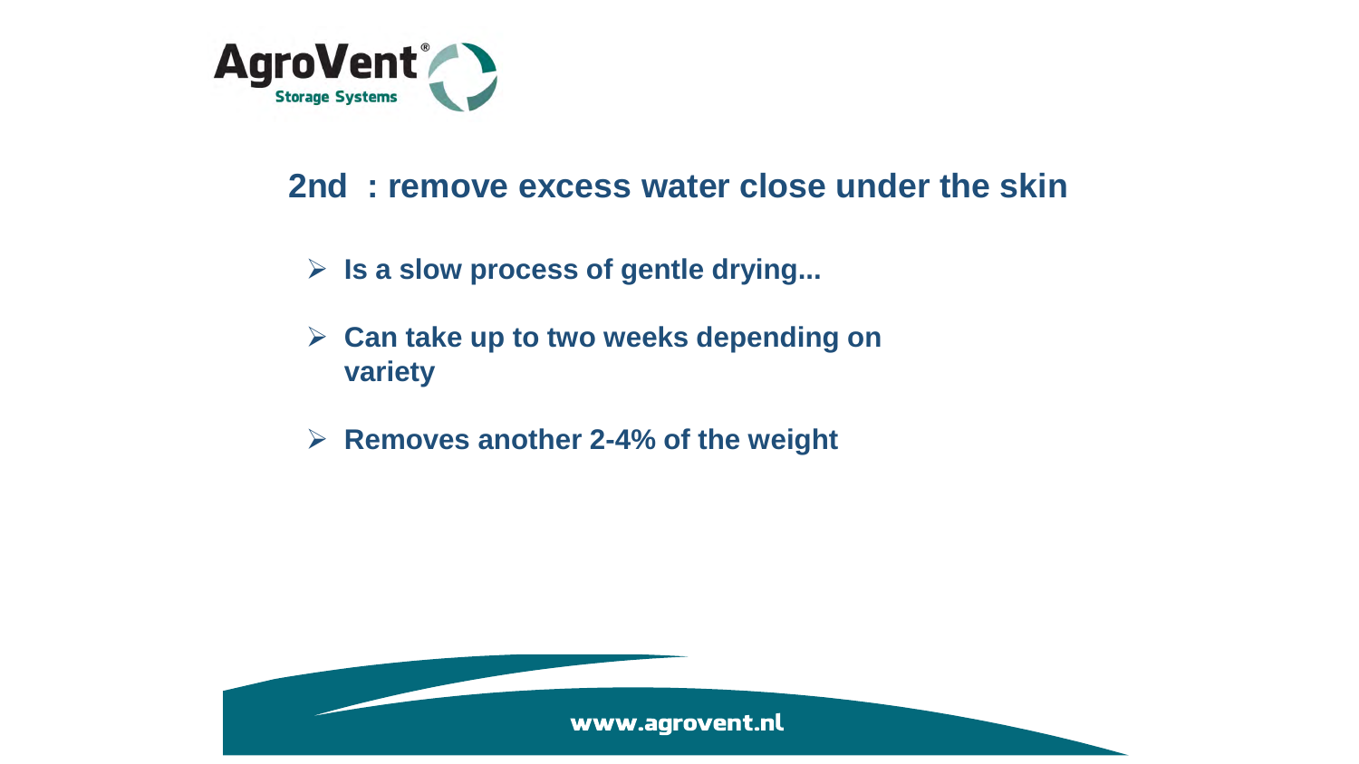## 2nd : remove excess water close under the skin

- **Is a slow process of gentle drying...**
- **Can take up to two weeks depending on variety**
- **Removes another 2-4% of the weight**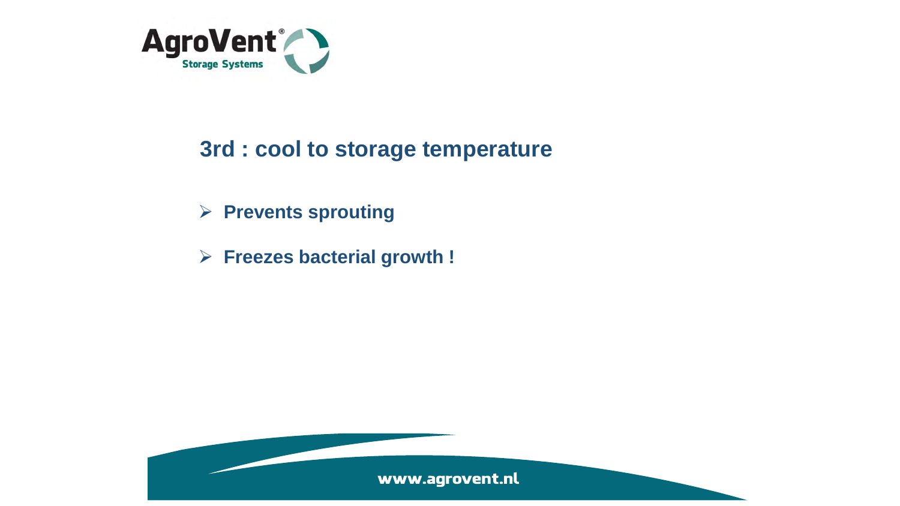## 3rd : cool to storage temperature

- **Prevents sprouting**
- **Freezes bacterial growth !**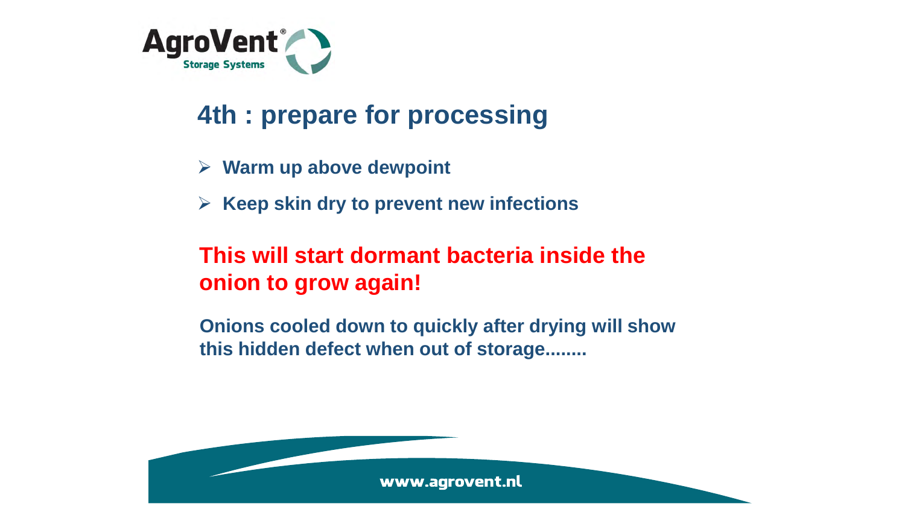# 4th : prepare for processing

- **Warm up above dewpoint**
- **Keep skin dry to prevent new infections**

**This will start dormant bacteria inside the onion to grow again!**

**Onions cooled down to quickly after drying will show this hidden defect when out of storage........**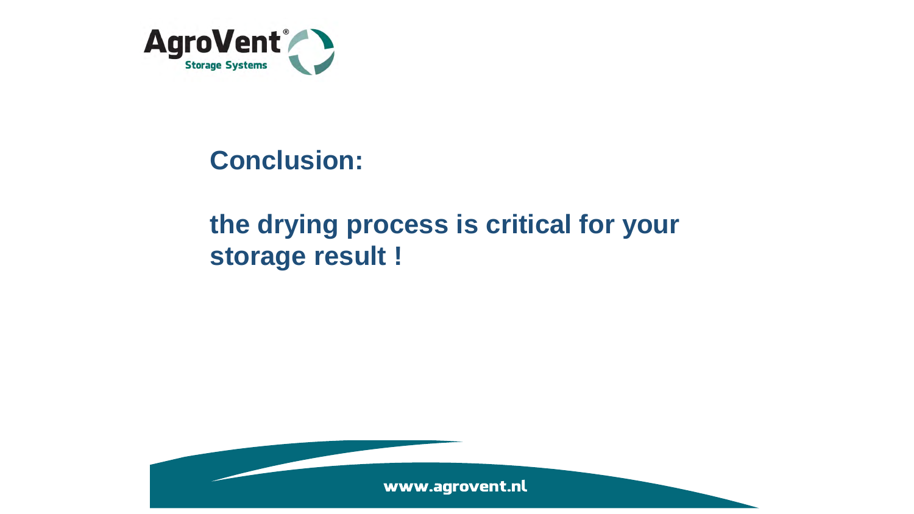**Conclusion:**

**the drying process is critical for your storage result !**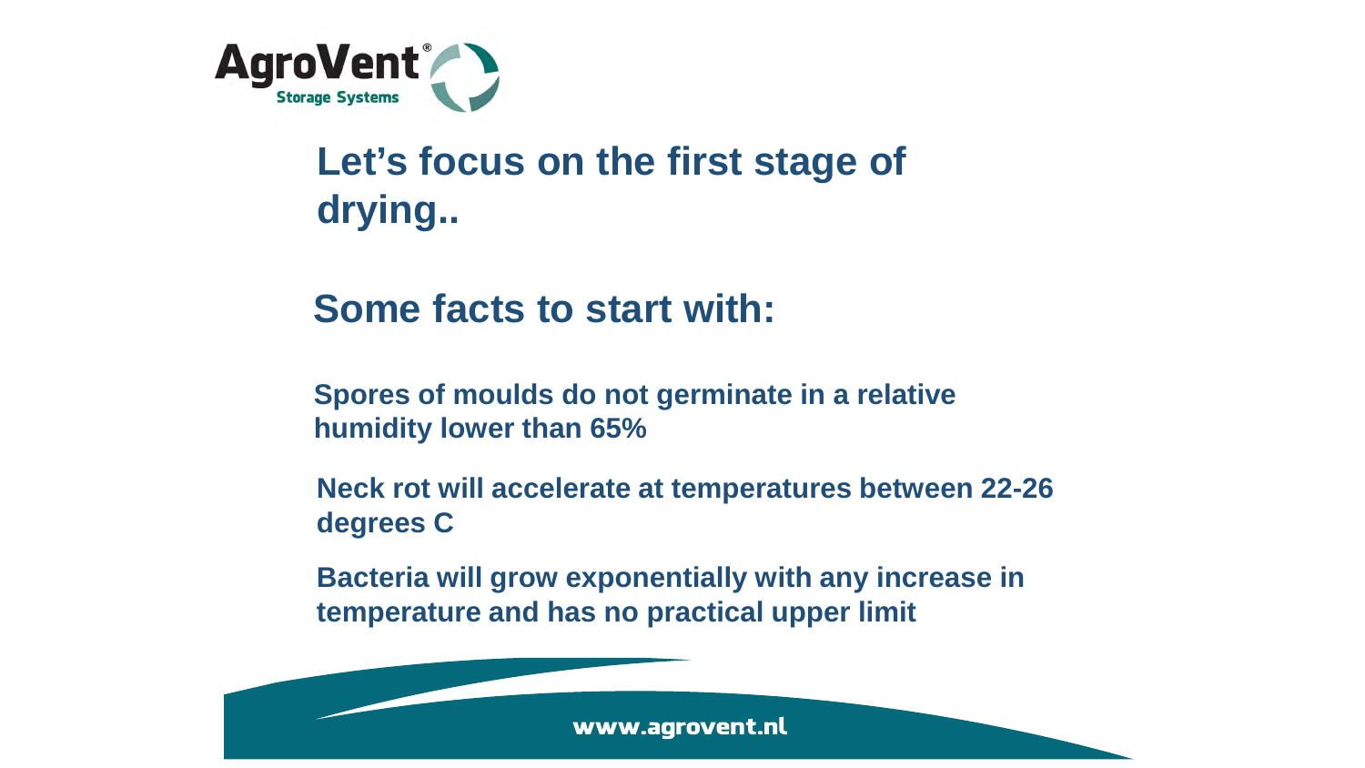## Let's focus on the first stage of drying..

## Some facts to start with:

**Spores of moulds do not germinate in a relative humidity lower than 65%**

**Neck rot will accelerate at temperatures between 22-26 degrees C**

**Bacteria will grow exponentially with any increase in temperature and has no practical upper limit**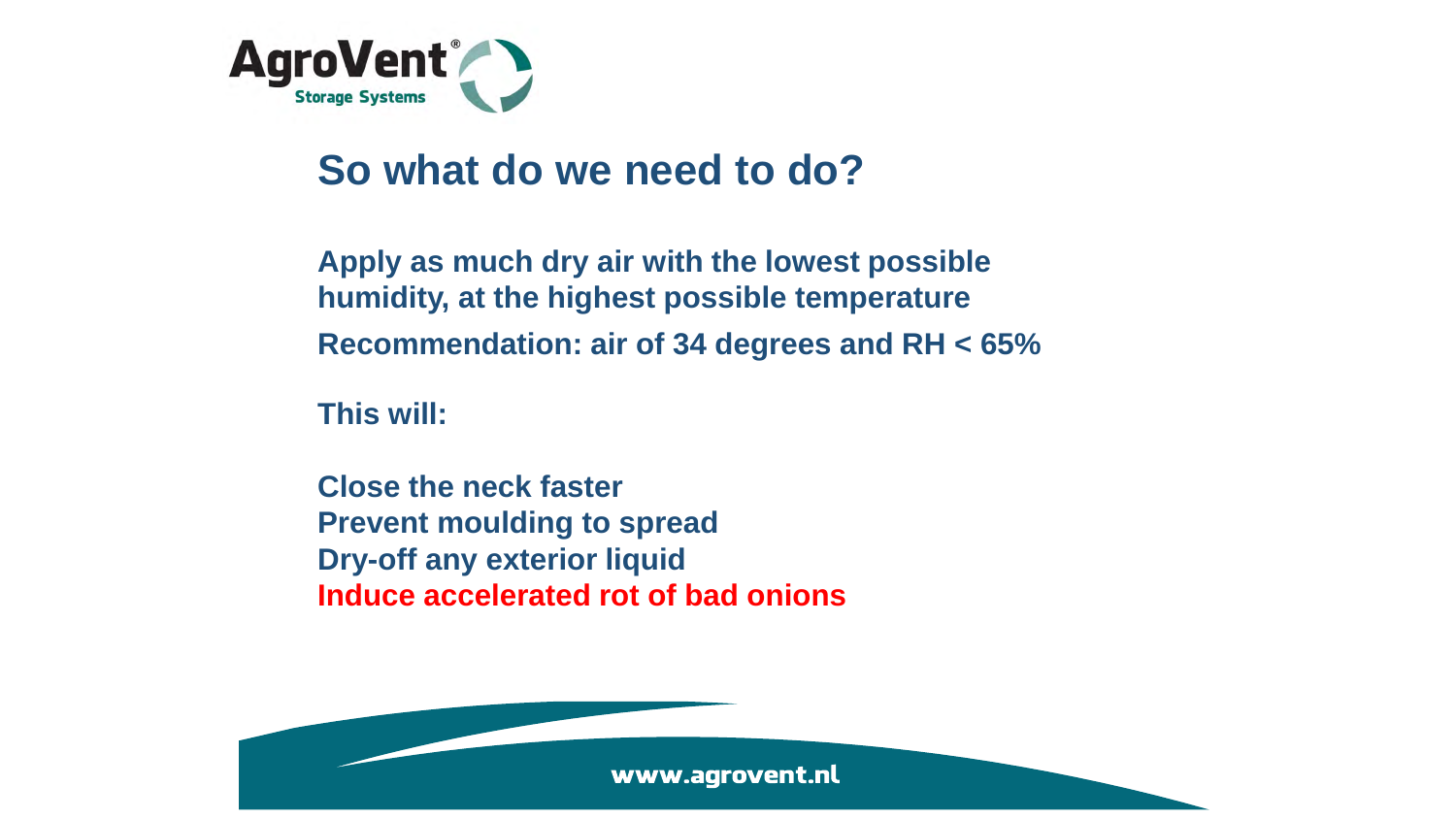# So what do we need to do?

**Apply as much dry air with the lowest possible humidity, at the highest possible temperature**

**Recommendation: air of 34 degrees and RH < 65%**

**This will:**

**Close the neck faster**
**Prevent moulding to spread**
**Dry-off any exterior liquid**
**Induce accelerated rot of bad onions**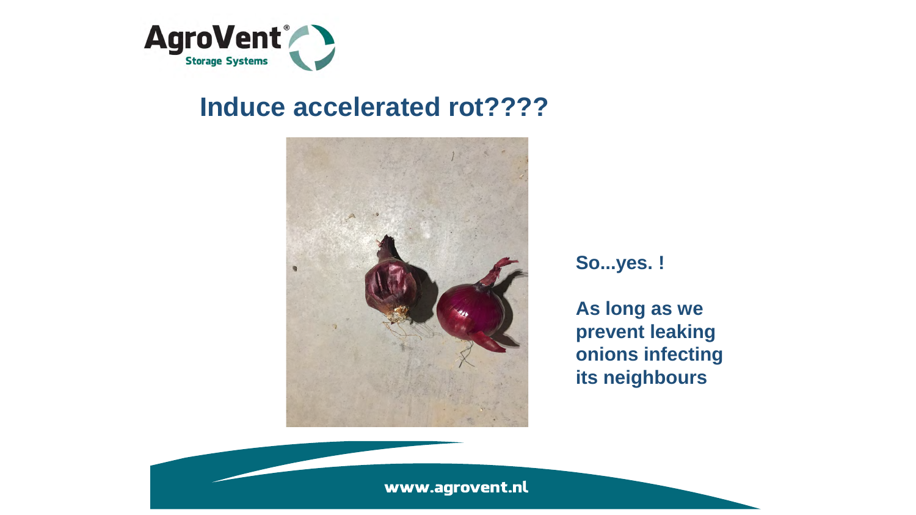# Induce accelerated rot????

**So...yes. !**

**As long as we prevent leaking onions infecting its neighbours**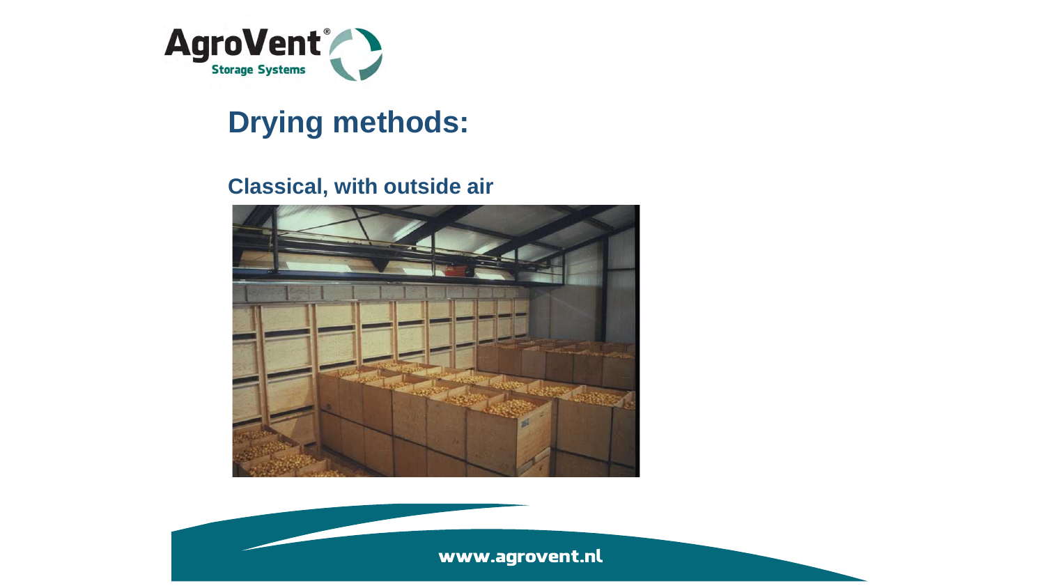# Drying methods:

## Classical, with outside air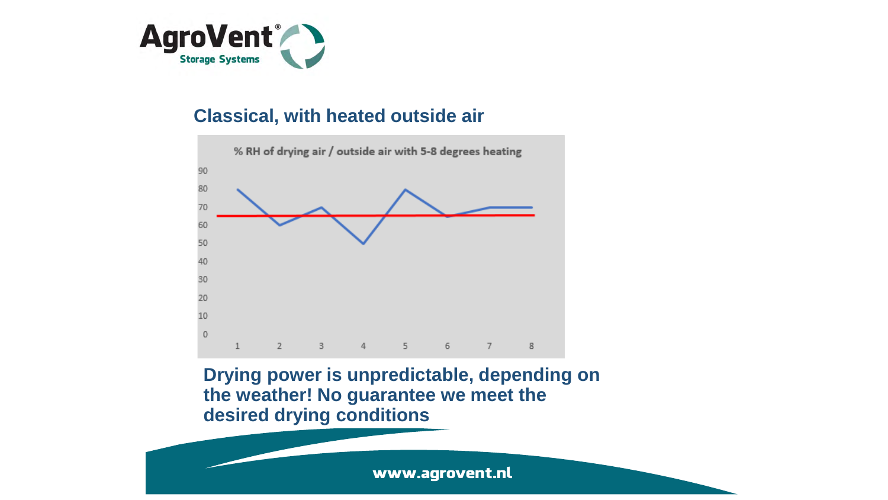## Classical, with heated outside air

% RH of drying air / outside air with 5-8 degrees heating

**Drying power is unpredictable, depending on the weather! No guarantee we meet the desired drying conditions**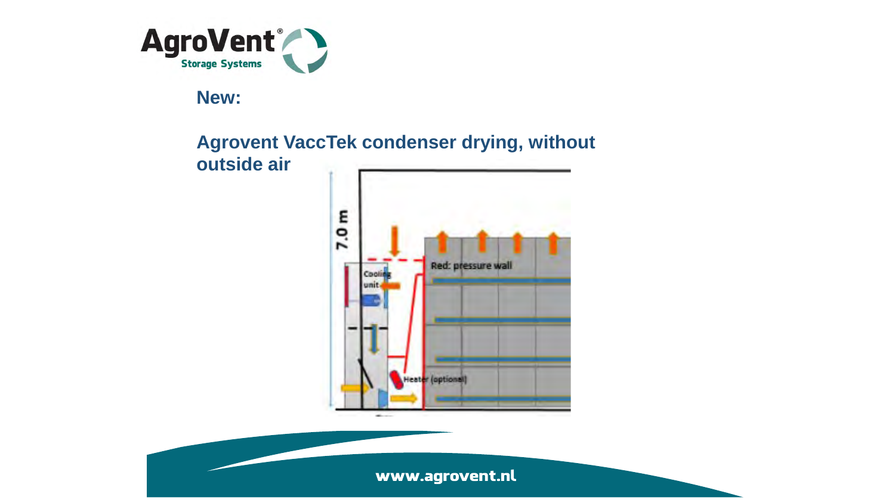**New:**

**Agrovent VaccTek condenser drying, without outside air**

7.0 m

Cooling unit

Red: pressure wall

Heater (optional)

www.agrovent.nl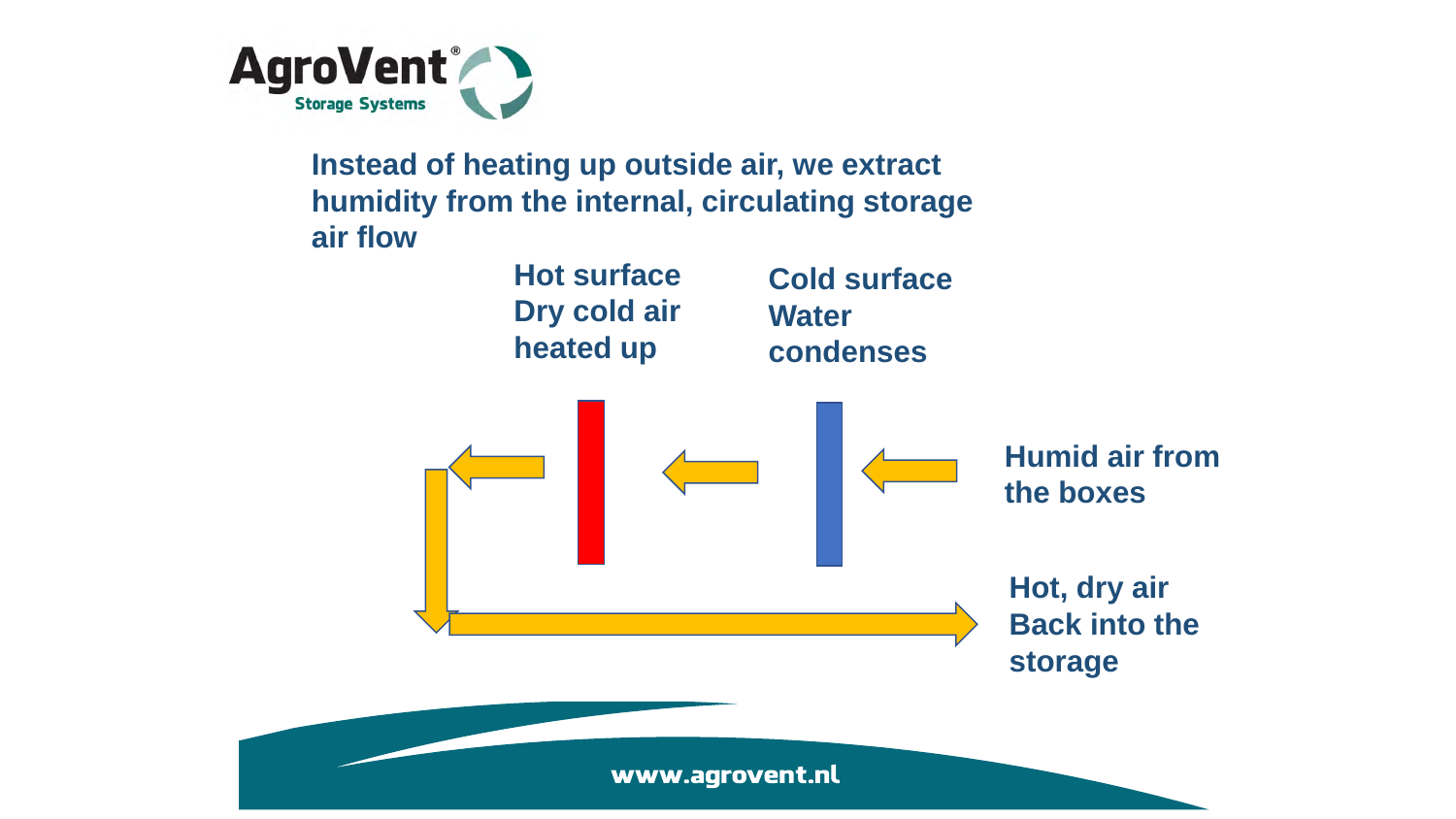**Instead of heating up outside air, we extract humidity from the internal, circulating storage air flow**

**Hot surface**
**Dry cold air heated up**

**Cold surface**
**Water condenses**

**Humid air from the boxes**

**Hot, dry air**
**Back into the storage**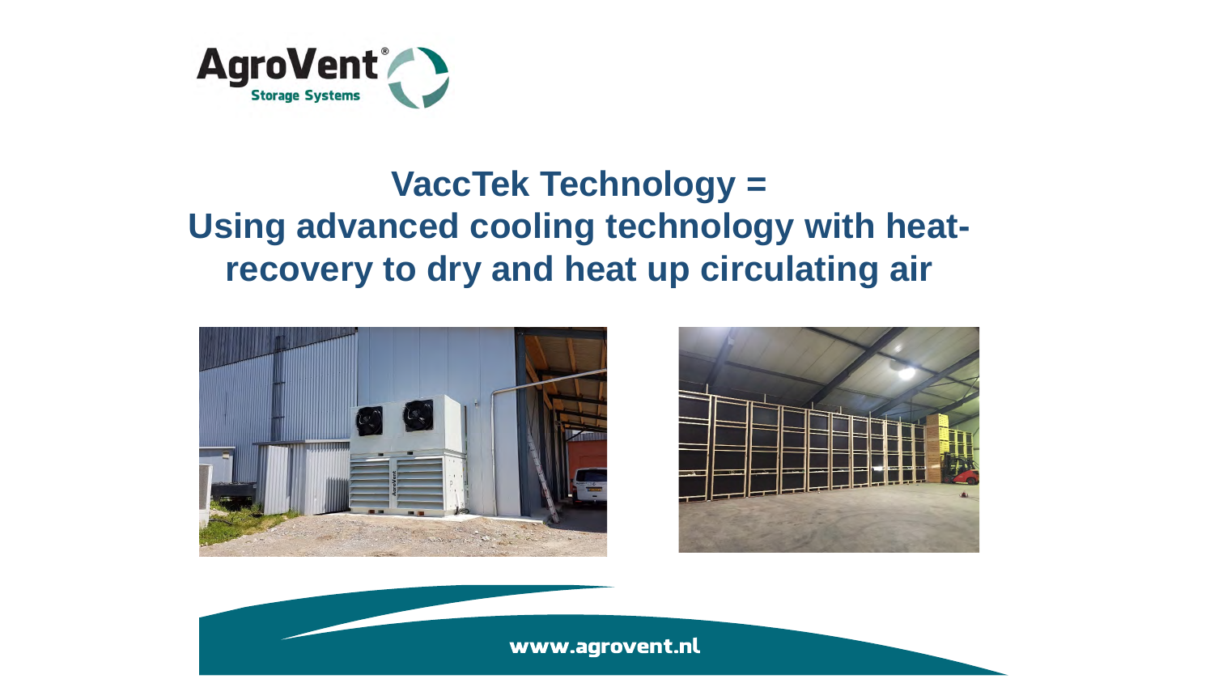# VaccTek Technology = Using advanced cooling technology with heat-recovery to dry and heat up circulating air

www.agrovent.nl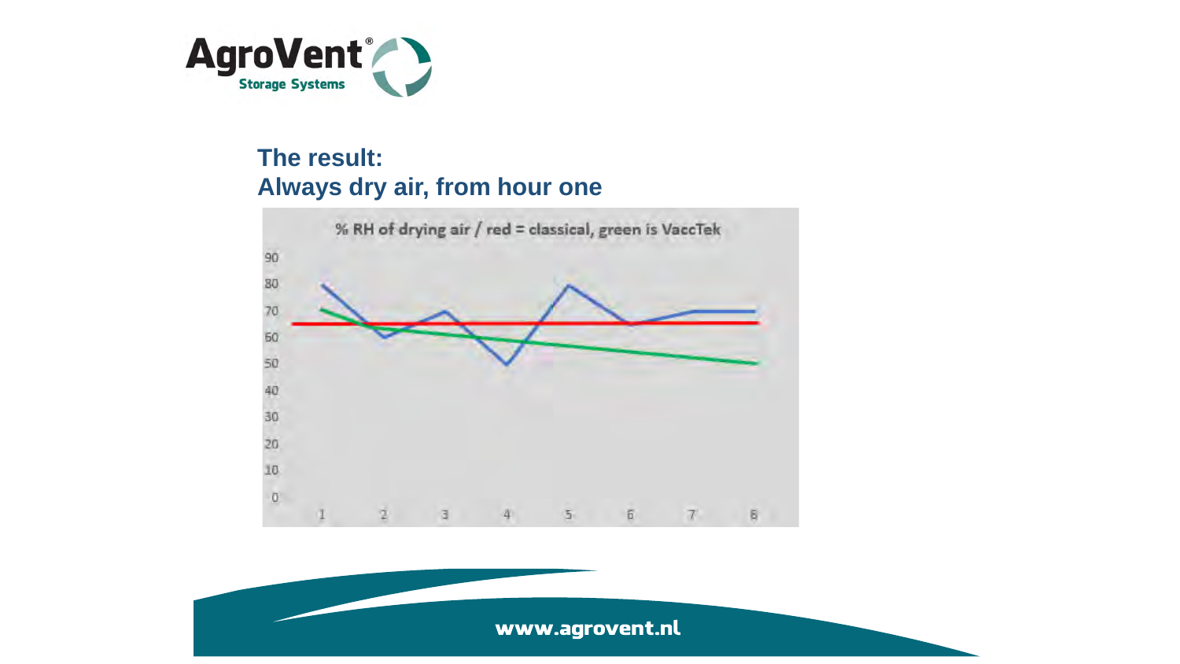## The result:
## Always dry air, from hour one

% RH of drying air / red = classical, green is VaccTek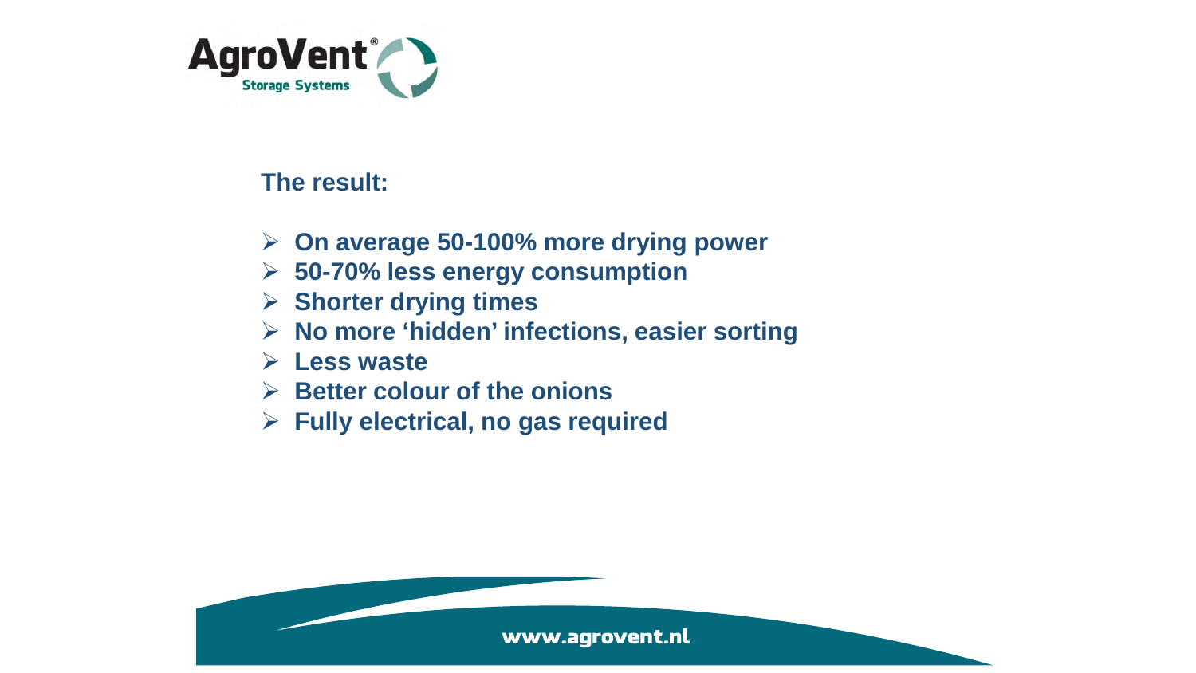**The result:**

- **On average 50-100% more drying power**
- **50-70% less energy consumption**
- **Shorter drying times**
- **No more 'hidden' infections, easier sorting**
- **Less waste**
- **Better colour of the onions**
- **Fully electrical, no gas required**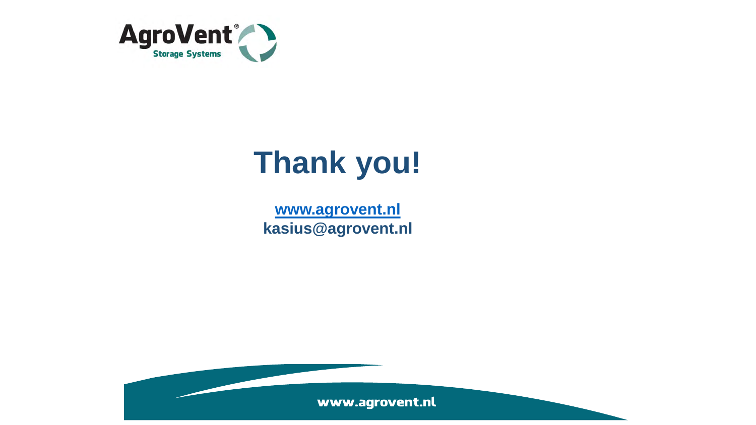# Thank you!

**www.agrovent.nl**
**kasius@agrovent.nl**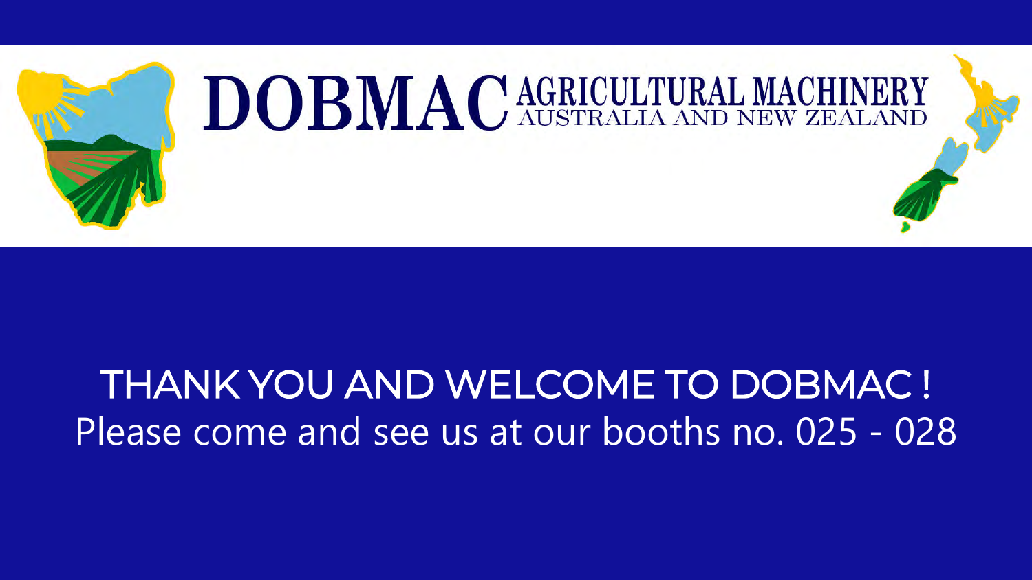# DOBMAC AGRICULTURAL MACHINERY
AUSTRALIA AND NEW ZEALAND

THANK YOU AND WELCOME TO DOBMAC !

Please come and see us at our booths no. 025 - 028